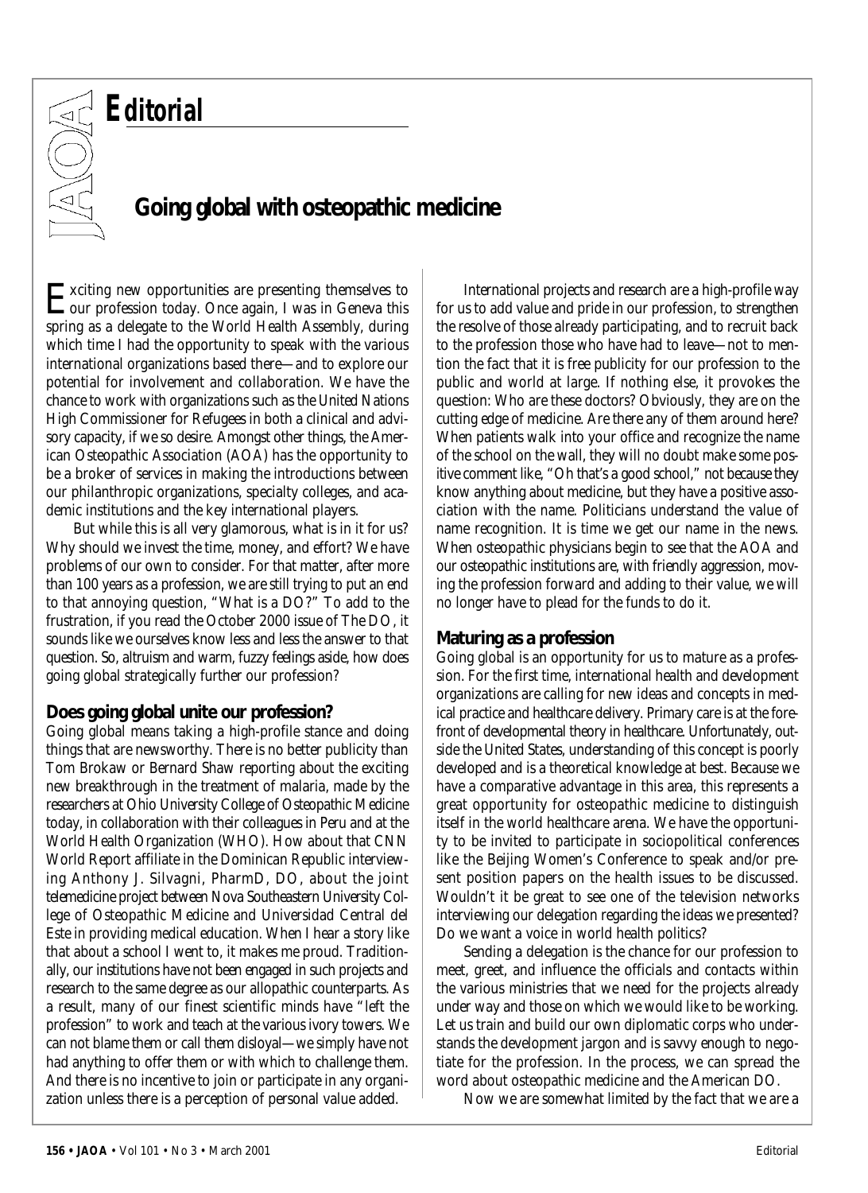# Editorial

## Going global with osteopathic medicine

Exciting new opportunities are presenting themselves to our profession today. Once again, I was in Geneva this spring as a delegate to the World Health Assembly, during which time I had the opportunity to speak with the various international organizations based there—and to explore our potential for involvement and collaboration. We have the chance to work with organizations such as the United Nations High Commissioner for Refugees in both a clinical and advisory capacity, if we so desire. Amongst other things, the American Osteopathic Association (AOA) has the opportunity to be a broker of services in making the introductions between our philanthropic organizations, specialty colleges, and academic institutions and the key international players.

But while this is all very glamorous, what is in it for us? Why should we invest the time, money, and effort? We have problems of our own to consider. For that matter, after more than 100 years as a profession, we are still trying to put an end to that annoying question, "What is a DO?" To add to the frustration, if you read the October 2000 issue of The DO, it sounds like we ourselves know less and less the answer to that question. So, altruism and warm, fuzzy feelings aside, how does going global strategically further our profession?

### Does going global unite our profession?

Going global means taking a high-profile stance and doing things that are newsworthy. There is no better publicity than Tom Brokaw or Bernard Shaw reporting about the exciting new breakthrough in the treatment of malaria, made by the researchers at Ohio University College of Osteopathic Medicine today, in collaboration with their colleagues in Peru and at the World Health Organization (WHO). How about that CNN World Report affiliate in the Dominican Republic interviewing Anthony J. Silvagni, PharmD, DO, about the joint telemedicine project between Nova Southeastern University College of Osteopathic Medicine and Universidad Central del Este in providing medical education. When I hear a story like that about a school I went to, it makes me proud. Traditionally, our institutions have not been engaged in such projects and research to the same degree as our allopathic counterparts. As a result, many of our finest scientific minds have "left the profession" to work and teach at the various ivory towers. We can not blame them or call them disloyal—we simply have not had anything to offer them or with which to challenge them. And there is no incentive to join or participate in any organization unless there is a perception of personal value added.

International projects and research are a high-profile way for us to add value and pride in our profession, to strengthen the resolve of those already participating, and to recruit back to the profession those who have had to leave—not to mention the fact that it is free publicity for our profession to the public and world at large. If nothing else, it provokes the question: Who are these doctors? Obviously, they are on the cutting edge of medicine. Are there any of them around here? When patients walk into your office and recognize the name of the school on the wall, they will no doubt make some positive comment like, "Oh that's a good school," not because they know anything about medicine, but they have a positive association with the name. Politicians understand the value of name recognition. It is time we get our name in the news. When osteopathic physicians begin to see that the AOA and our osteopathic institutions are, with friendly aggression, moving the profession forward and adding to their value, we will no longer have to plead for the funds to do it.

### Maturing as a profession

Going global is an opportunity for us to mature as a profession. For the first time, international health and development organizations are calling for new ideas and concepts in medical practice and healthcare delivery. Primary care is at the forefront of developmental theory in healthcare. Unfortunately, outside the United States, understanding of this concept is poorly developed and is a theoretical knowledge at best. Because we have a comparative advantage in this area, this represents a great opportunity for osteopathic medicine to distinguish itself in the world healthcare arena. We have the opportunity to be invited to participate in sociopolitical conferences like the Beijing Women's Conference to speak and/or present position papers on the health issues to be discussed. Wouldn't it be great to see one of the television networks interviewing our delegation regarding the ideas we presented? Do we want a voice in world health politics?

Sending a delegation is the chance for our profession to meet, greet, and influence the officials and contacts within the various ministries that we need for the projects already under way and those on which we would like to be working. Let us train and build our own diplomatic corps who understands the development jargon and is savvy enough to negotiate for the profession. In the process, we can spread the word about osteopathic medicine and the American DO.

Now we are somewhat limited by the fact that we are a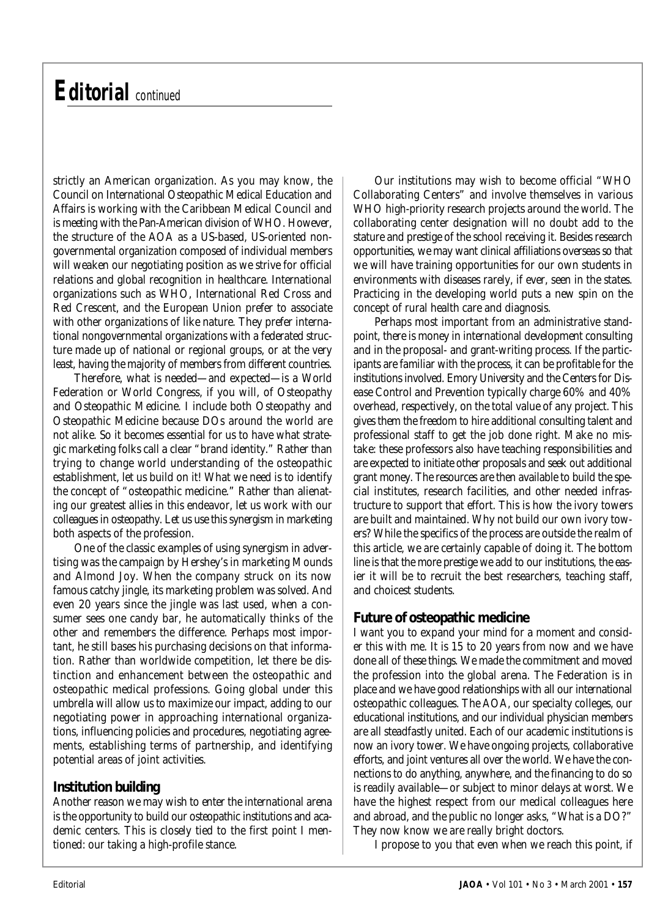# Editorial *continued*

strictly an American organization. As you may know, the Council on International Osteopathic Medical Education and Affairs is working with the Caribbean Medical Council and is meeting with the Pan-American division of WHO. However, the structure of the AOA as a US-based, US-oriented nongovernmental organization composed of individual members will weaken our negotiating position as we strive for official relations and global recognition in healthcare. International organizations such as WHO, International Red Cross and Red Crescent, and the European Union prefer to associate with other organizations of like nature. They prefer international nongovernmental organizations with a federated structure made up of national or regional groups, or at the very least, having the majority of members from different countries.

Therefore, what is needed—and expected—is a World Federation or World Congress, if you will, of Osteopathy and Osteopathic Medicine. I include both Osteopathy and Osteopathic Medicine because DOs around the world are not alike. So it becomes essential for us to have what strategic marketing folks call a clear "brand identity." Rather than trying to change world understanding of the osteopathic establishment, let us build on it! What we need is to identify the concept of "osteopathic medicine." Rather than alienating our greatest allies in this endeavor, let us work with our colleagues in osteopathy. Let us use this synergism in marketing both aspects of the profession.

One of the classic examples of using synergism in advertising was the campaign by Hershey's in marketing Mounds and Almond Joy. When the company struck on its now famous catchy jingle, its marketing problem was solved. And even 20 years since the jingle was last used, when a consumer sees one candy bar, he automatically thinks of the other and remembers the difference. Perhaps most important, he still bases his purchasing decisions on that information. Rather than worldwide competition, let there be distinction and enhancement between the osteopathic and osteopathic medical professions. Going global under this umbrella will allow us to maximize our impact, adding to our negotiating power in approaching international organizations, influencing policies and procedures, negotiating agreements, establishing terms of partnership, and identifying potential areas of joint activities.

## Institution building

Another reason we may wish to enter the international arena is the opportunity to build our osteopathic institutions and academic centers. This is closely tied to the first point I mentioned: our taking a high-profile stance.

Our institutions may wish to become official "WHO Collaborating Centers" and involve themselves in various WHO high-priority research projects around the world. The collaborating center designation will no doubt add to the stature and prestige of the school receiving it. Besides research opportunities, we may want clinical affiliations overseas so that we will have training opportunities for our own students in environments with diseases rarely, if ever, seen in the states. Practicing in the developing world puts a new spin on the concept of rural health care and diagnosis.

Perhaps most important from an administrative standpoint, there is money in international development consulting and in the proposal- and grant-writing process. If the participants are familiar with the process, it can be profitable for the institutions involved. Emory University and the Centers for Disease Control and Prevention typically charge 60% and 40% overhead, respectively, on the total value of any project. This gives them the freedom to hire additional consulting talent and professional staff to get the job done right. Make no mistake: these professors also have teaching responsibilities and are expected to initiate other proposals and seek out additional grant money. The resources are then available to build the special institutes, research facilities, and other needed infrastructure to support that effort. This is how the ivory towers are built and maintained. Why not build our own ivory towers? While the specifics of the process are outside the realm of this article, we are certainly capable of doing it. The bottom line is that the more prestige we add to our institutions, the easier it will be to recruit the best researchers, teaching staff, and choicest students.

## Future of osteopathic medicine

I want you to expand your mind for a moment and consider this with me. It is 15 to 20 years from now and we have done all of these things. We made the commitment and moved the profession into the global arena. The Federation is in place and we have good relationships with all our international osteopathic colleagues. The AOA, our specialty colleges, our educational institutions, and our individual physician members are all steadfastly united. Each of our academic institutions is now an ivory tower. We have ongoing projects, collaborative efforts, and joint ventures all over the world. We have the connections to do anything, anywhere, and the financing to do so is readily available—or subject to minor delays at worst. We have the highest respect from our medical colleagues here and abroad, and the public no longer asks, "What is a DO?" They now know we are really bright doctors.

I propose to you that even when we reach this point, if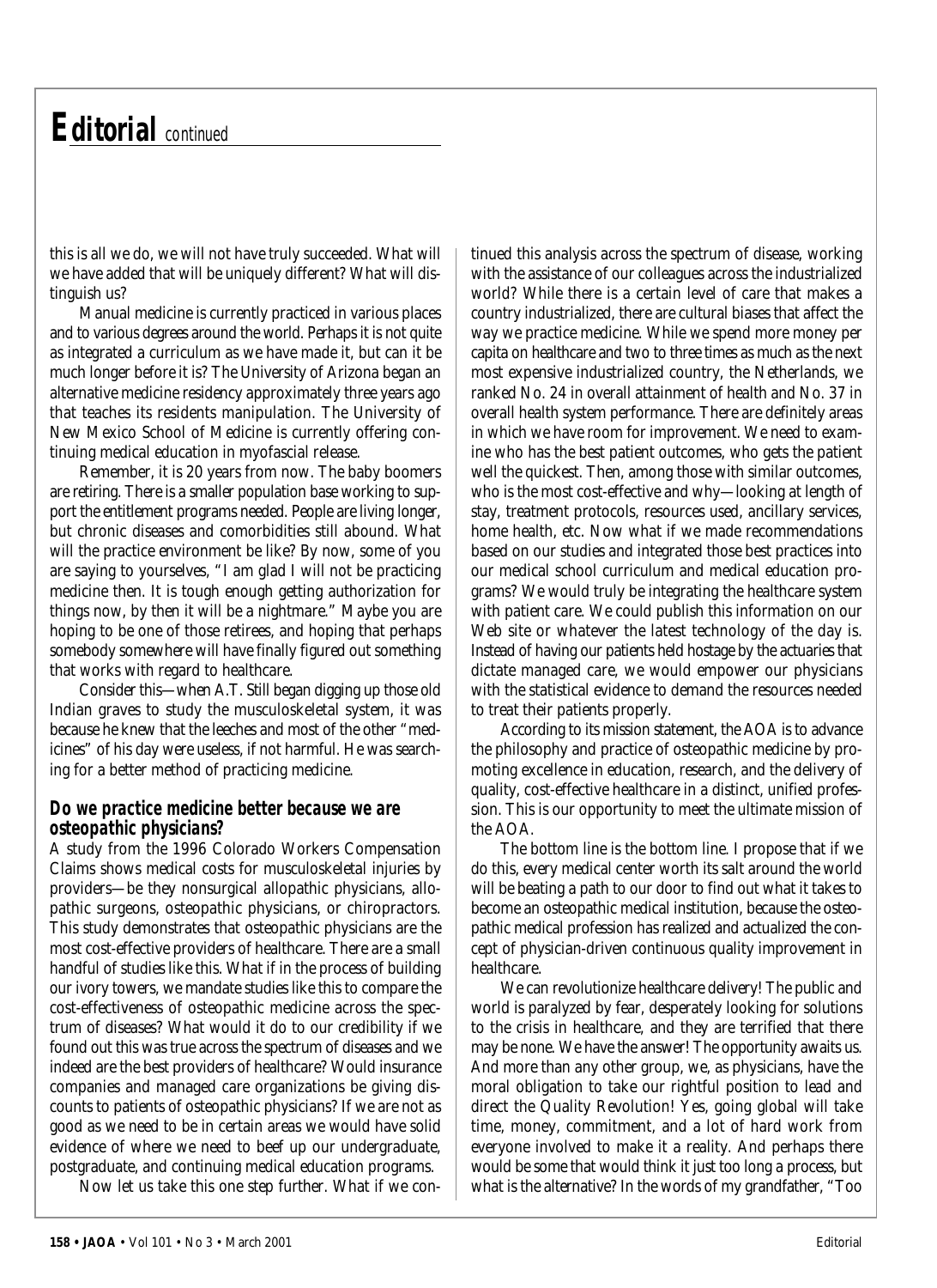# Editorial *continued*

this is all we do, we will not have truly succeeded. What will we have added that will be uniquely different? What will distinguish us?

Manual medicine is currently practiced in various places and to various degrees around the world. Perhaps it is not quite as integrated a curriculum as we have made it, but can it be much longer before it is? The University of Arizona began an alternative medicine residency approximately three years ago that teaches its residents manipulation. The University of New Mexico School of Medicine is currently offering continuing medical education in myofascial release.

Remember, it is 20 years from now. The baby boomers are retiring. There is a smaller population base working to support the entitlement programs needed. People are living longer, but chronic diseases and comorbidities still abound. What will the practice environment be like? By now, some of you are saying to yourselves, "I am glad I will not be practicing medicine then. It is tough enough getting authorization for things now, by then it will be a nightmare." Maybe you are hoping to be one of those retirees, and hoping that perhaps somebody somewhere will have finally figured out something that works with regard to healthcare.

Consider this—when A.T. Still began digging up those old Indian graves to study the musculoskeletal system, it was because he knew that the leeches and most of the other "medicines" of his day were useless, if not harmful. He was searching for a better method of practicing medicine.

### Do we practice medicine better because we are osteopathic physicians?

A study from the 1996 Colorado Workers Compensation Claims shows medical costs for musculoskeletal injuries by providers—be they nonsurgical allopathic physicians, allopathic surgeons, osteopathic physicians, or chiropractors. This study demonstrates that osteopathic physicians are the most cost-effective providers of healthcare. There are a small handful of studies like this. What if in the process of building our ivory towers, we mandate studies like this to compare the cost-effectiveness of osteopathic medicine across the spectrum of diseases? What would it do to our credibility if we found out this was true across the spectrum of diseases and we indeed are the best providers of healthcare? Would insurance companies and managed care organizations be giving discounts to patients of osteopathic physicians? If we are not as good as we need to be in certain areas we would have solid evidence of where we need to beef up our undergraduate, postgraduate, and continuing medical education programs.

Now let us take this one step further. What if we continued this analysis across the spectrum of disease, working with the assistance of our colleagues across the industrialized world? While there is a certain level of care that makes a country industrialized, there are cultural biases that affect the way we practice medicine. While we spend more money per capita on healthcare and two to three times as much as the next most expensive industrialized country, the Netherlands, we ranked No. 24 in overall attainment of health and No. 37 in overall health system performance. There are definitely areas in which we have room for improvement. We need to examine who has the best patient outcomes, who gets the patient well the quickest. Then, among those with similar outcomes, who is the most cost-effective and why—looking at length of stay, treatment protocols, resources used, ancillary services, home health, etc. Now what if we made recommendations based on our studies and integrated those best practices into our medical school curriculum and medical education programs? We would truly be integrating the healthcare system with patient care. We could publish this information on our Web site or whatever the latest technology of the day is. Instead of having our patients held hostage by the actuaries that dictate managed care, we would empower our physicians with the statistical evidence to demand the resources needed to treat their patients properly.

According to its mission statement, the AOA is to advance the philosophy and practice of osteopathic medicine by promoting excellence in education, research, and the delivery of quality, cost-effective healthcare in a distinct, unified profession. This is our opportunity to meet the ultimate mission of the AOA.

The bottom line is the bottom line. I propose that if we do this, every medical center worth its salt around the world will be beating a path to our door to find out what it takes to become an osteopathic medical institution, because the osteopathic medical profession has realized and actualized the concept of physician-driven continuous quality improvement in healthcare.

We can revolutionize healthcare delivery! The public and world is paralyzed by fear, desperately looking for solutions to the crisis in healthcare, and they are terrified that there may be none. We have the answer! The opportunity awaits us. And more than any other group, we, as physicians, have the moral obligation to take our rightful position to lead and direct the Quality Revolution! Yes, going global will take time, money, commitment, and a lot of hard work from everyone involved to make it a reality. And perhaps there would be some that would think it just too long a process, but what is the alternative? In the words of my grandfather, "Too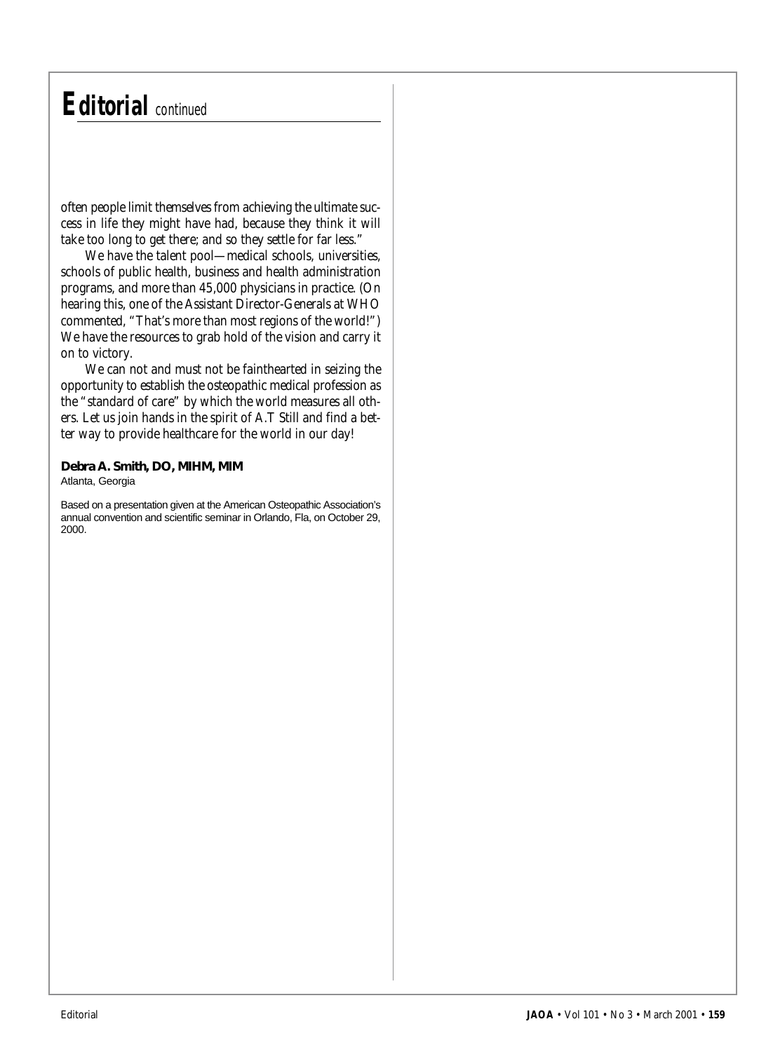often people limit themselves from achieving the ultimate success in life they might have had, because they think it will take too long to get there; and so they settle for far less."

We have the talent pool—medical schools, universities, schools of public health, business and health administration programs, and more than 45,000 physicians in practice. (On hearing this, one of the Assistant Director-Generals at WHO commented, "That's more than most regions of the world!") We have the resources to grab hold of the vision and carry it on to victory.

We can not and must not be fainthearted in seizing the opportunity to establish the osteopathic medical profession as the "standard of care" by which the world measures all others. Let us join hands in the spirit of A.T Still and find a better way to provide healthcare for the world in our day!

**Debra A. Smith, DO, MIHM, MIM**
Atlanta, Georgia

Based on a presentation given at the American Osteopathic Association's annual convention and scientific seminar in Orlando, Fla, on October 29, 2000.